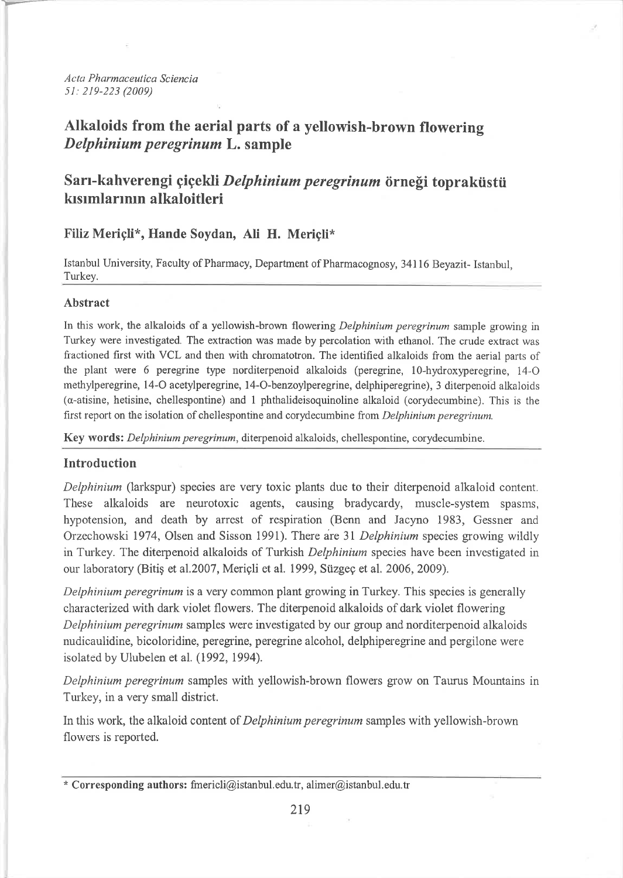# Alkaloids from the aerial parts of a yellowish-brown flowering *Delphinium peregrinum* L. sample

# Sarı-kahverengi çiçekli *Delphinium peregrinum* örneği topraküstü kısımlarının alkaloitleri

**Filiz Meriçli\*, Hande Soydan, Ali H. Meriçli\***

Istanbul University, Faculty of Pharmacy, Department of Pharmacognosy, 34116 Beyazit- Istanbul, Turkey.

## Abstract

In this work, the alkaloids of a yellowish-brown flowering *Delphinium peregrinum* sample growing in Turkey were investigated. The extraction was made by percolation with ethanol. The crude extract was fractioned first with VCL and then with chromatotron. The identified alkaloids from the aerial parts of the plant were 6 peregrine type norditerpenoid alkaloids (peregrine, 10-hydroxyperegrine, 14-O methylperegrine, 14-O acetylperegrine, 14-O-benzoylperegrine, delphiperegrine), 3 diterpenoid alkaloids (α-atisine, hetisine, chellespontine) and 1 phthalideisoquinoline alkaloid (corydecumbine). This is the first report on the isolation of chellespontine and corydecumbine from *Delphinium peregrinum*.

**Key words:** *Delphinium peregrinum*, diterpenoid alkaloids, chellespontine, corydecumbine.

## Introduction

*Delphinium* (larkspur) species are very toxic plants due to their diterpenoid alkaloid content. These alkaloids are neurotoxic agents, causing bradycardy, muscle-system spasms, hypotension, and death by arrest of respiration (Benn and Jacyno 1983, Gessner and Orzechowski 1974, Olsen and Sisson 1991). There are 31 *Delphinium* species growing wildly in Turkey. The diterpenoid alkaloids of Turkish *Delphinium* species have been investigated in our laboratory (Bitiş et al.2007, Meriçli et al. 1999, Süzgeç et al. 2006, 2009).

*Delphinium peregrinum* is a very common plant growing in Turkey. This species is generally characterized with dark violet flowers. The diterpenoid alkaloids of dark violet flowering *Delphinium peregrinum* samples were investigated by our group and norditerpenoid alkaloids nudicaulidine, bicoloridine, peregrine, peregrine alcohol, delphiperegrine and pergilone were isolated by Ulubelen et al. (1992, 1994).

*Delphinium peregrinum* samples with yellowish-brown flowers grow on Taurus Mountains in Turkey, in a very small district.

In this work, the alkaloid content of *Delphinium peregrinum* samples with yellowish-brown flowers is reported.

\* **Corresponding authors:** fmericli@istanbul.edu.tr, alimer@istanbul.edu.tr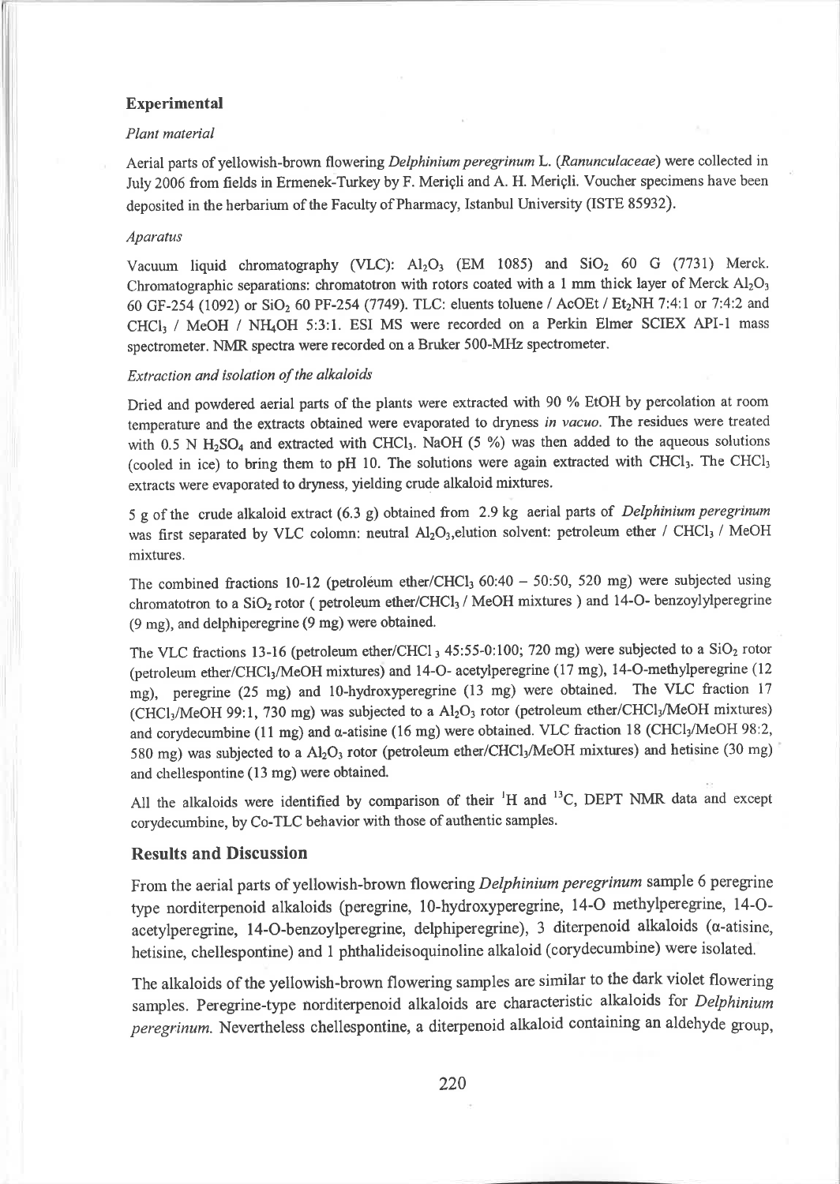## Experimental

### *Plant material*

Aerial parts of yellowish-brown flowering *Delphinium peregrinum* L. (*Ranunculaceae*) were collected in July 2006 from fields in Ermenek-Turkey by F. Meriçli and A. H. Meriçli. Voucher specimens have been deposited in the herbarium of the Faculty of Pharmacy, Istanbul University (ISTE 85932).

### *Aparatus*

Vacuum liquid chromatography (VLC): $Al_2O_3$ (EM 1085) and $SiO_2$ 60 G (7731) Merck. Chromatographic separations: chromatotron with rotors coated with a 1 mm thick layer of Merck $Al_2O_3$ 60 GF-254 (1092) or $SiO_2$ 60 PF-254 (7749). TLC: eluents toluene / AcOEt / $Et_2NH$ 7:4:1 or 7:4:2 and $CHCl_3$ / MeOH / $NH_4OH$ 5:3:1. ESI MS were recorded on a Perkin Elmer SCIEX API-1 mass spectrometer. NMR spectra were recorded on a Bruker 500-MHz spectrometer.

### *Extraction and isolation of the alkaloids*

Dried and powdered aerial parts of the plants were extracted with 90 % EtOH by percolation at room temperature and the extracts obtained were evaporated to dryness *in vacuo*. The residues were treated with 0.5 N $H_2SO_4$ and extracted with $CHCl_3$. NaOH (5 %) was then added to the aqueous solutions (cooled in ice) to bring them to pH 10. The solutions were again extracted with $CHCl_3$. The $CHCl_3$ extracts were evaporated to dryness, yielding crude alkaloid mixtures.

5 g of the crude alkaloid extract (6.3 g) obtained from 2.9 kg aerial parts of *Delphinium peregrinum* was first separated by VLC colomn: neutral $Al_2O_3$,elution solvent: petroleum ether / $CHCl_3$ / MeOH mixtures.

The combined fractions 10-12 (petroleum ether/$CHCl_3$ 60:40 – 50:50, 520 mg) were subjected using chromatotron to a $SiO_2$ rotor ( petroleum ether/$CHCl_3$ / MeOH mixtures ) and 14-O- benzoylylperegrine (9 mg), and delphiperegrine (9 mg) were obtained.

The VLC fractions 13-16 (petroleum ether/$CHCl_3$ 45:55-0:100; 720 mg) were subjected to a $SiO_2$ rotor (petroleum ether/$CHCl_3$/MeOH mixtures) and 14-O- acetylperegrine (17 mg), 14-O-methylperegrine (12 mg), peregrine (25 mg) and 10-hydroxyperegrine (13 mg) were obtained. The VLC fraction 17 ($CHCl_3$/MeOH 99:1, 730 mg) was subjected to a $Al_2O_3$ rotor (petroleum ether/$CHCl_3$/MeOH mixtures) and corydecumbine (11 mg) and α-atisine (16 mg) were obtained. VLC fraction 18 ($CHCl_3$/MeOH 98:2, 580 mg) was subjected to a $Al_2O_3$ rotor (petroleum ether/$CHCl_3$/MeOH mixtures) and hetisine (30 mg) and chellespontine (13 mg) were obtained.

All the alkaloids were identified by comparison of their $^1H$ and $^{13}C$, DEPT NMR data and except corydecumbine, by Co-TLC behavior with those of authentic samples.

## Results and Discussion

From the aerial parts of yellowish-brown flowering *Delphinium peregrinum* sample 6 peregrine type norditerpenoid alkaloids (peregrine, 10-hydroxyperegrine, 14-O methylperegrine, 14-O-acetylperegrine, 14-O-benzoylperegrine, delphiperegrine), 3 diterpenoid alkaloids (α-atisine, hetisine, chellespontine) and 1 phthalideisoquinoline alkaloid (corydecumbine) were isolated.

The alkaloids of the yellowish-brown flowering samples are similar to the dark violet flowering samples. Peregrine-type norditerpenoid alkaloids are characteristic alkaloids for *Delphinium peregrinum*. Nevertheless chellespontine, a diterpenoid alkaloid containing an aldehyde group,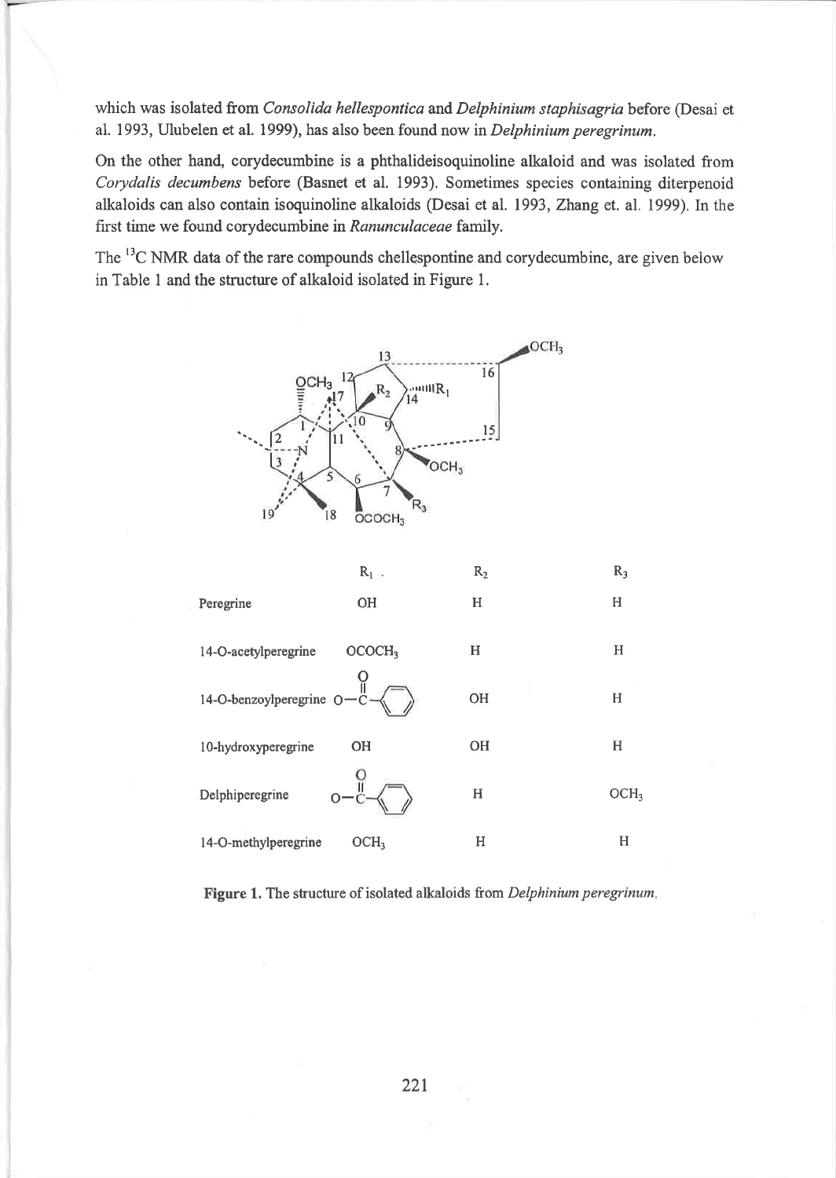which was isolated from *Consolida hellespontica* and *Delphinium staphisagria* before (Desai et al. 1993, Ulubelen et al. 1999), has also been found now in *Delphinium peregrinum*.

On the other hand, corydecumbine is a phthalideisoquinoline alkaloid and was isolated from *Corydalis decumbens* before (Basnet et al. 1993). Sometimes species containing diterpenoid alkaloids can also contain isoquinoline alkaloids (Desai et al. 1993, Zhang et. al. 1999). In the first time we found corydecumbine in *Ranunculaceae* family.

The $^{13}C$ NMR data of the rare compounds chellespontine and corydecumbine, are given below in Table 1 and the structure of alkaloid isolated in Figure 1.

| | $R_1$ | $R_2$ | $R_3$ |
|---|---|---|---|
| Peregrine | OH | H | H |
| 14-O-acetylperegrine | $OCOCH_3$ | H | H |
| 14-O-benzoylperegrine | O–C(=O)–$C_6H_5$ | OH | H |
| 10-hydroxyperegrine | OH | OH | H |
| Delphiperegrine | O–C(=O)–$C_6H_5$ | H | $OCH_3$ |
| 14-O-methylperegrine | $OCH_3$ | H | H |

**Figure 1.** The structure of isolated alkaloids from *Delphinium peregrinum*.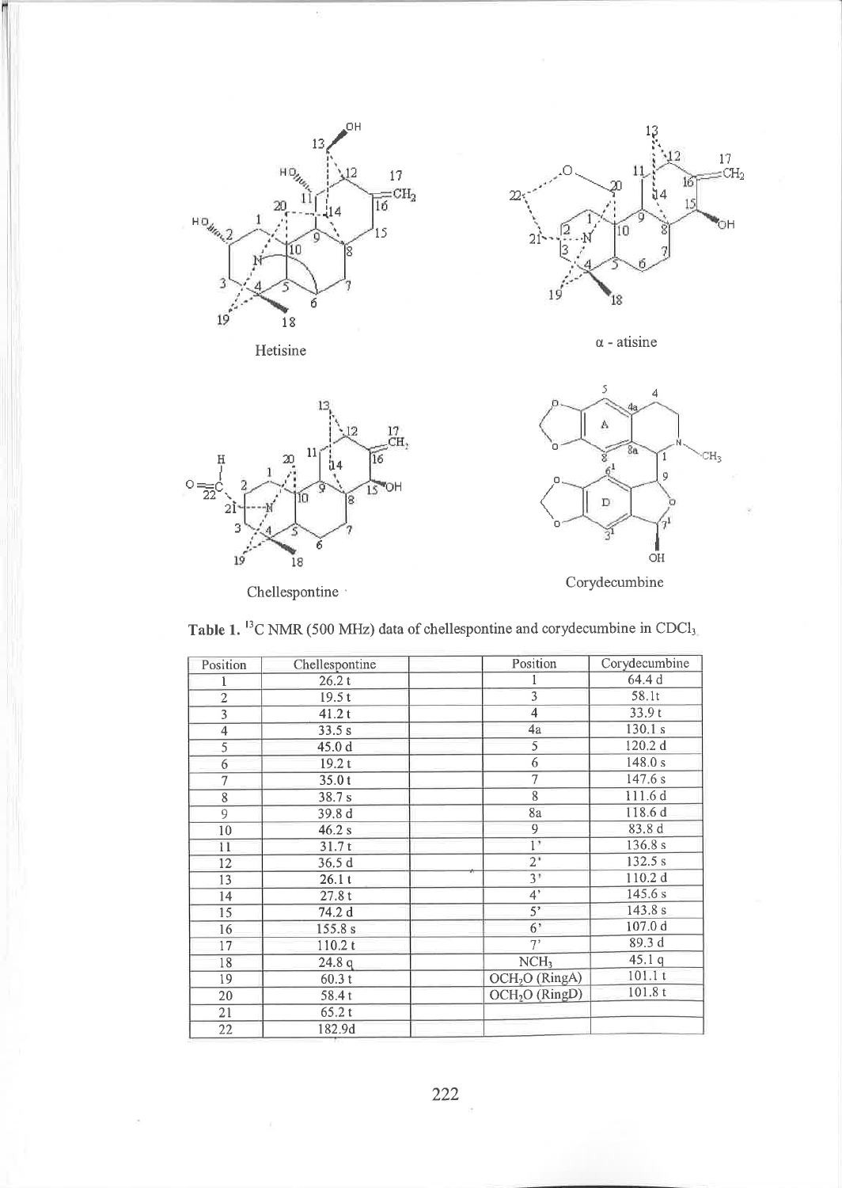Hetisine

α - atisine

Chellespontine

Corydecumbine

**Table 1.** $^{13}$C NMR (500 MHz) data of chellespontine and corydecumbine in $CDCl_3$

| Position | Chellespontine | | Position | Corydecumbine |
|---|---|---|---|---|
| 1 | 26.2 t | | 1 | 64.4 d |
| 2 | 19.5 t | | 3 | 58.1t |
| 3 | 41.2 t | | 4 | 33.9 t |
| 4 | 33.5 s | | 4a | 130.1 s |
| 5 | 45.0 d | | 5 | 120.2 d |
| 6 | 19.2 t | | 6 | 148.0 s |
| 7 | 35.0 t | | 7 | 147.6 s |
| 8 | 38.7 s | | 8 | 111.6 d |
| 9 | 39.8 d | | 8a | 118.6 d |
| 10 | 46.2 s | | 9 | 83.8 d |
| 11 | 31.7 t | | 1' | 136.8 s |
| 12 | 36.5 d | | 2' | 132.5 s |
| 13 | 26.1 t | | 3' | 110.2 d |
| 14 | 27.8 t | | 4' | 145.6 s |
| 15 | 74.2 d | | 5' | 143.8 s |
| 16 | 155.8 s | | 6' | 107.0 d |
| 17 | 110.2 t | | 7' | 89.3 d |
| 18 | 24.8 q | | $NCH_3$ | 45.1 q |
| 19 | 60.3 t | | $OCH_2O$ (RingA) | 101.1 t |
| 20 | 58.4 t | | $OCH_2O$ (RingD) | 101.8 t |
| 21 | 65.2 t | | | |
| 22 | 182.9d | | | |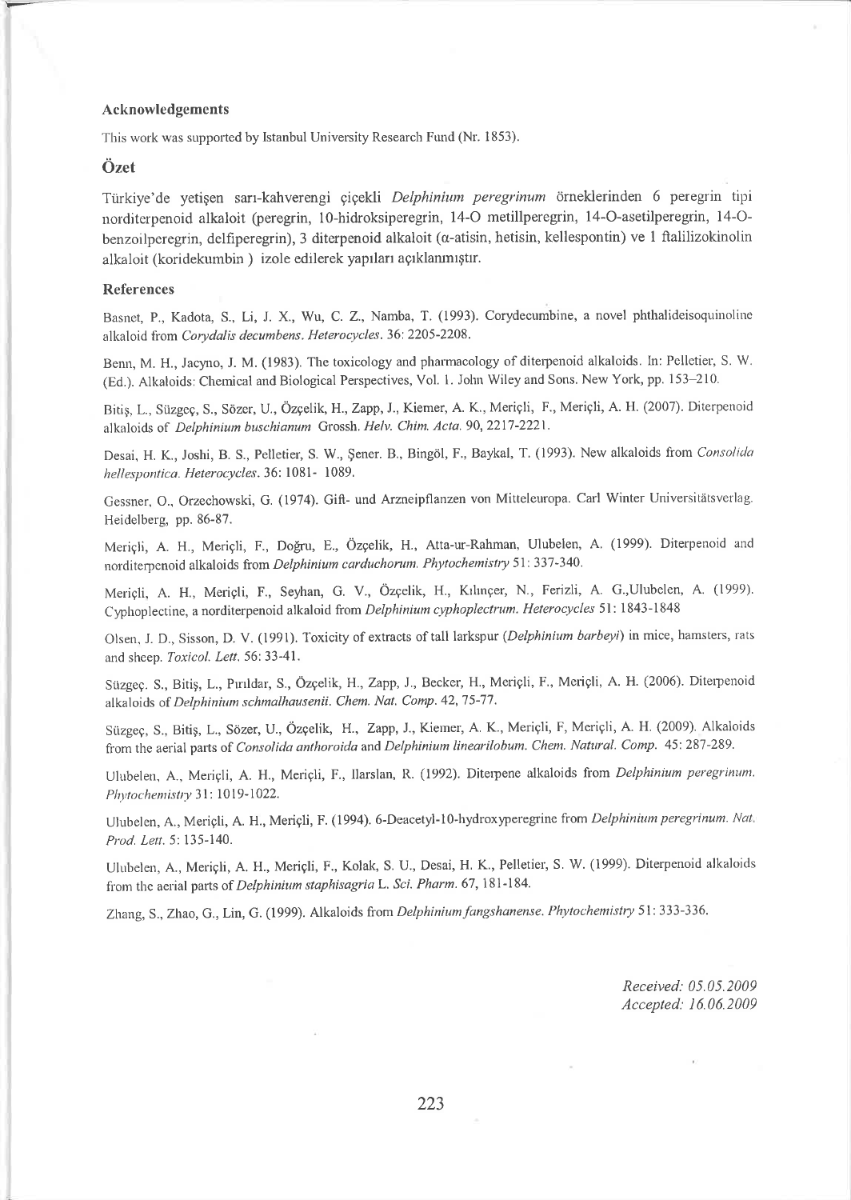### Acknowledgements

This work was supported by Istanbul University Research Fund (Nr. 1853).

## Özet

Türkiye'de yetişen sarı-kahverengi çiçekli *Delphinium peregrinum* örneklerinden 6 peregrin tipi norditerpenoid alkaloit (peregrin, 10-hidroksiperegrin, 14-O metillperegrin, 14-O-asetilperegrin, 14-O-benzoilperegrin, delfiperegrin), 3 diterpenoid alkaloit (α-atisin, hetisin, kellespontin) ve 1 ftalilizokinolin alkaloit (koridekumbin ) izole edilerek yapıları açıklanmıştır.

### References

Basnet, P., Kadota, S., Li, J. X., Wu, C. Z., Namba, T. (1993). Corydecumbine, a novel phthalideisoquinoline alkaloid from *Corydalis decumbens*. *Heterocycles*. 36: 2205-2208.

Benn, M. H., Jacyno, J. M. (1983). The toxicology and pharmacology of diterpenoid alkaloids. In: Pelletier, S. W. (Ed.). Alkaloids: Chemical and Biological Perspectives, Vol. 1. John Wiley and Sons. New York, pp. 153–210.

Bitiş, L., Süzgeç, S., Sözer, U., Özçelik, H., Zapp, J., Kiemer, A. K., Meriçli, F., Meriçli, A. H. (2007). Diterpenoid alkaloids of *Delphinium buschianum* Grossh. *Helv. Chim. Acta*. 90, 2217-2221.

Desai, H. K., Joshi, B. S., Pelletier, S. W., Şener. B., Bingöl, F., Baykal, T. (1993). New alkaloids from *Consolida hellespontica*. *Heterocycles*. 36: 1081- 1089.

Gessner, O., Orzechowski, G. (1974). Gift- und Arzneipflanzen von Mitteleuropa. Carl Winter Universitätsverlag. Heidelberg, pp. 86-87.

Meriçli, A. H., Meriçli, F., Doğru, E., Özçelik, H., Atta-ur-Rahman, Ulubelen, A. (1999). Diterpenoid and norditerpenoid alkaloids from *Delphinium carduchorum*. *Phytochemistry* 51: 337-340.

Meriçli, A. H., Meriçli, F., Seyhan, G. V., Özçelik, H., Kılınçer, N., Ferizli, A. G.,Ulubelen, A. (1999). Cyphoplectine, a norditerpenoid alkaloid from *Delphinium cyphoplectrum*. *Heterocycles* 51: 1843-1848

Olsen, J. D., Sisson, D. V. (1991). Toxicity of extracts of tall larkspur (*Delphinium barbeyi*) in mice, hamsters, rats and sheep. *Toxicol. Lett*. 56: 33-41.

Süzgeç. S., Bitiş, L., Pırıldar, S., Özçelik, H., Zapp, J., Becker, H., Meriçli, F., Meriçli, A. H. (2006). Diterpenoid alkaloids of *Delphinium schmalhausenii*. *Chem. Nat. Comp*. 42, 75-77.

Süzgeç, S., Bitiş, L., Sözer, U., Özçelik, H., Zapp, J., Kiemer, A. K., Meriçli, F, Meriçli, A. H. (2009). Alkaloids from the aerial parts of *Consolida anthoroida* and *Delphinium linearilobum*. *Chem. Natural. Comp*. 45: 287-289.

Ulubelen, A., Meriçli, A. H., Meriçli, F., Ilarslan, R. (1992). Diterpene alkaloids from *Delphinium peregrinum*. *Phytochemistry* 31: 1019-1022.

Ulubelen, A., Meriçli, A. H., Meriçli, F. (1994). 6-Deacetyl-10-hydroxyperegrine from *Delphinium peregrinum*. *Nat. Prod. Lett*. 5: 135-140.

Ulubelen, A., Meriçli, A. H., Meriçli, F., Kolak, S. U., Desai, H. K., Pelletier, S. W. (1999). Diterpenoid alkaloids from the aerial parts of *Delphinium staphisagria* L. *Sci. Pharm*. 67, 181-184.

Zhang, S., Zhao, G., Lin, G. (1999). Alkaloids from *Delphinium fangshanense*. *Phytochemistry* 51: 333-336.

*Received: 05.05.2009*
*Accepted: 16.06.2009*